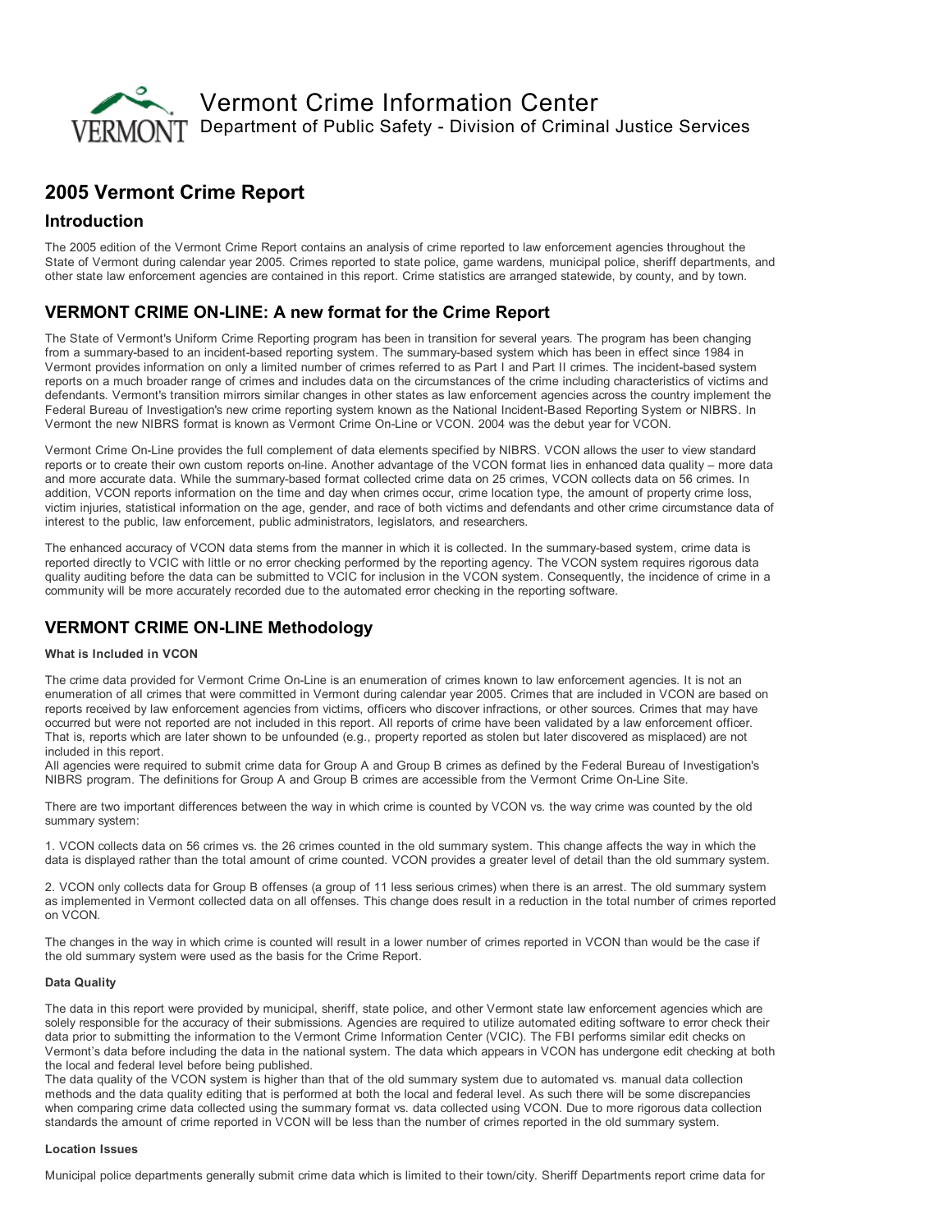# Vermont Crime Information Center

Department of Public Safety - Division of Criminal Justice Services

## 2005 Vermont Crime Report

### Introduction

The 2005 edition of the Vermont Crime Report contains an analysis of crime reported to law enforcement agencies throughout the State of Vermont during calendar year 2005. Crimes reported to state police, game wardens, municipal police, sheriff departments, and other state law enforcement agencies are contained in this report. Crime statistics are arranged statewide, by county, and by town.

## VERMONT CRIME ON-LINE: A new format for the Crime Report

The State of Vermont's Uniform Crime Reporting program has been in transition for several years. The program has been changing from a summary-based to an incident-based reporting system. The summary-based system which has been in effect since 1984 in Vermont provides information on only a limited number of crimes referred to as Part I and Part II crimes. The incident-based system reports on a much broader range of crimes and includes data on the circumstances of the crime including characteristics of victims and defendants. Vermont's transition mirrors similar changes in other states as law enforcement agencies across the country implement the Federal Bureau of Investigation's new crime reporting system known as the National Incident-Based Reporting System or NIBRS. In Vermont the new NIBRS format is known as Vermont Crime On-Line or VCON. 2004 was the debut year for VCON.

Vermont Crime On-Line provides the full complement of data elements specified by NIBRS. VCON allows the user to view standard reports or to create their own custom reports on-line. Another advantage of the VCON format lies in enhanced data quality – more data and more accurate data. While the summary-based format collected crime data on 25 crimes, VCON collects data on 56 crimes. In addition, VCON reports information on the time and day when crimes occur, crime location type, the amount of property crime loss, victim injuries, statistical information on the age, gender, and race of both victims and defendants and other crime circumstance data of interest to the public, law enforcement, public administrators, legislators, and researchers.

The enhanced accuracy of VCON data stems from the manner in which it is collected. In the summary-based system, crime data is reported directly to VCIC with little or no error checking performed by the reporting agency. The VCON system requires rigorous data quality auditing before the data can be submitted to VCIC for inclusion in the VCON system. Consequently, the incidence of crime in a community will be more accurately recorded due to the automated error checking in the reporting software.

## VERMONT CRIME ON-LINE Methodology

#### What is Included in VCON

The crime data provided for Vermont Crime On-Line is an enumeration of crimes known to law enforcement agencies. It is not an enumeration of all crimes that were committed in Vermont during calendar year 2005. Crimes that are included in VCON are based on reports received by law enforcement agencies from victims, officers who discover infractions, or other sources. Crimes that may have occurred but were not reported are not included in this report. All reports of crime have been validated by a law enforcement officer. That is, reports which are later shown to be unfounded (e.g., property reported as stolen but later discovered as misplaced) are not included in this report.
All agencies were required to submit crime data for Group A and Group B crimes as defined by the Federal Bureau of Investigation's NIBRS program. The definitions for Group A and Group B crimes are accessible from the Vermont Crime On-Line Site.

There are two important differences between the way in which crime is counted by VCON vs. the way crime was counted by the old summary system:

1. VCON collects data on 56 crimes vs. the 26 crimes counted in the old summary system. This change affects the way in which the data is displayed rather than the total amount of crime counted. VCON provides a greater level of detail than the old summary system.

2. VCON only collects data for Group B offenses (a group of 11 less serious crimes) when there is an arrest. The old summary system as implemented in Vermont collected data on all offenses. This change does result in a reduction in the total number of crimes reported on VCON.

The changes in the way in which crime is counted will result in a lower number of crimes reported in VCON than would be the case if the old summary system were used as the basis for the Crime Report.

#### Data Quality

The data in this report were provided by municipal, sheriff, state police, and other Vermont state law enforcement agencies which are solely responsible for the accuracy of their submissions. Agencies are required to utilize automated editing software to error check their data prior to submitting the information to the Vermont Crime Information Center (VCIC). The FBI performs similar edit checks on Vermont's data before including the data in the national system. The data which appears in VCON has undergone edit checking at both the local and federal level before being published.
The data quality of the VCON system is higher than that of the old summary system due to automated vs. manual data collection methods and the data quality editing that is performed at both the local and federal level. As such there will be some discrepancies when comparing crime data collected using the summary format vs. data collected using VCON. Due to more rigorous data collection standards the amount of crime reported in VCON will be less than the number of crimes reported in the old summary system.

#### Location Issues

Municipal police departments generally submit crime data which is limited to their town/city. Sheriff Departments report crime data for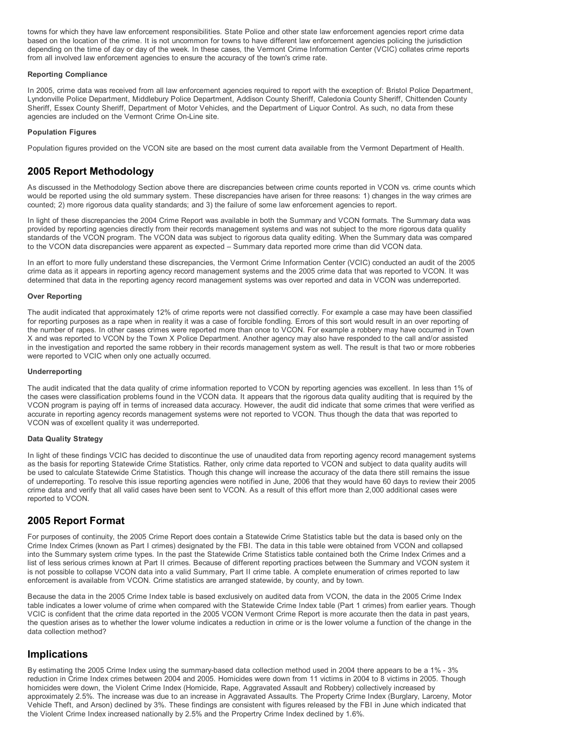towns for which they have law enforcement responsibilities. State Police and other state law enforcement agencies report crime data based on the location of the crime. It is not uncommon for towns to have different law enforcement agencies policing the jurisdiction depending on the time of day or day of the week. In these cases, the Vermont Crime Information Center (VCIC) collates crime reports from all involved law enforcement agencies to ensure the accuracy of the town's crime rate.

#### Reporting Compliance

In 2005, crime data was received from all law enforcement agencies required to report with the exception of: Bristol Police Department, Lyndonville Police Department, Middlebury Police Department, Addison County Sheriff, Caledonia County Sheriff, Chittenden County Sheriff, Essex County Sheriff, Department of Motor Vehicles, and the Department of Liquor Control. As such, no data from these agencies are included on the Vermont Crime On-Line site.

#### Population Figures

Population figures provided on the VCON site are based on the most current data available from the Vermont Department of Health.

## 2005 Report Methodology

As discussed in the Methodology Section above there are discrepancies between crime counts reported in VCON vs. crime counts which would be reported using the old summary system. These discrepancies have arisen for three reasons: 1) changes in the way crimes are counted; 2) more rigorous data quality standards; and 3) the failure of some law enforcement agencies to report.

In light of these discrepancies the 2004 Crime Report was available in both the Summary and VCON formats. The Summary data was provided by reporting agencies directly from their records management systems and was not subject to the more rigorous data quality standards of the VCON program. The VCON data was subject to rigorous data quality editing. When the Summary data was compared to the VCON data discrepancies were apparent as expected – Summary data reported more crime than did VCON data.

In an effort to more fully understand these discrepancies, the Vermont Crime Information Center (VCIC) conducted an audit of the 2005 crime data as it appears in reporting agency record management systems and the 2005 crime data that was reported to VCON. It was determined that data in the reporting agency record management systems was over reported and data in VCON was underreported.

#### Over Reporting

The audit indicated that approximately 12% of crime reports were not classified correctly. For example a case may have been classified for reporting purposes as a rape when in reality it was a case of forcible fondling. Errors of this sort would result in an over reporting of the number of rapes. In other cases crimes were reported more than once to VCON. For example a robbery may have occurred in Town X and was reported to VCON by the Town X Police Department. Another agency may also have responded to the call and/or assisted in the investigation and reported the same robbery in their records management system as well. The result is that two or more robberies were reported to VCIC when only one actually occurred.

#### Underreporting

The audit indicated that the data quality of crime information reported to VCON by reporting agencies was excellent. In less than 1% of the cases were classification problems found in the VCON data. It appears that the rigorous data quality auditing that is required by the VCON program is paying off in terms of increased data accuracy. However, the audit did indicate that some crimes that were verified as accurate in reporting agency records management systems were not reported to VCON. Thus though the data that was reported to VCON was of excellent quality it was underreported.

#### Data Quality Strategy

In light of these findings VCIC has decided to discontinue the use of unaudited data from reporting agency record management systems as the basis for reporting Statewide Crime Statistics. Rather, only crime data reported to VCON and subject to data quality audits will be used to calculate Statewide Crime Statistics. Though this change will increase the accuracy of the data there still remains the issue of underreporting. To resolve this issue reporting agencies were notified in June, 2006 that they would have 60 days to review their 2005 crime data and verify that all valid cases have been sent to VCON. As a result of this effort more than 2,000 additional cases were reported to VCON.

## 2005 Report Format

For purposes of continuity, the 2005 Crime Report does contain a Statewide Crime Statistics table but the data is based only on the Crime Index Crimes (known as Part I crimes) designated by the FBI. The data in this table were obtained from VCON and collapsed into the Summary system crime types. In the past the Statewide Crime Statistics table contained both the Crime Index Crimes and a list of less serious crimes known at Part II crimes. Because of different reporting practices between the Summary and VCON system it is not possible to collapse VCON data into a valid Summary, Part II crime table. A complete enumeration of crimes reported to law enforcement is available from VCON. Crime statistics are arranged statewide, by county, and by town.

Because the data in the 2005 Crime Index table is based exclusively on audited data from VCON, the data in the 2005 Crime Index table indicates a lower volume of crime when compared with the Statewide Crime Index table (Part 1 crimes) from earlier years. Though VCIC is confident that the crime data reported in the 2005 VCON Vermont Crime Report is more accurate then the data in past years, the question arises as to whether the lower volume indicates a reduction in crime or is the lower volume a function of the change in the data collection method?

## Implications

By estimating the 2005 Crime Index using the summary-based data collection method used in 2004 there appears to be a 1% - 3% reduction in Crime Index crimes between 2004 and 2005. Homicides were down from 11 victims in 2004 to 8 victims in 2005. Though homicides were down, the Violent Crime Index (Homicide, Rape, Aggravated Assault and Robbery) collectively increased by approximately 2.5%. The increase was due to an increase in Aggravated Assaults. The Property Crime Index (Burglary, Larceny, Motor Vehicle Theft, and Arson) declined by 3%. These findings are consistent with figures released by the FBI in June which indicated that the Violent Crime Index increased nationally by 2.5% and the Propertry Crime Index declined by 1.6%.